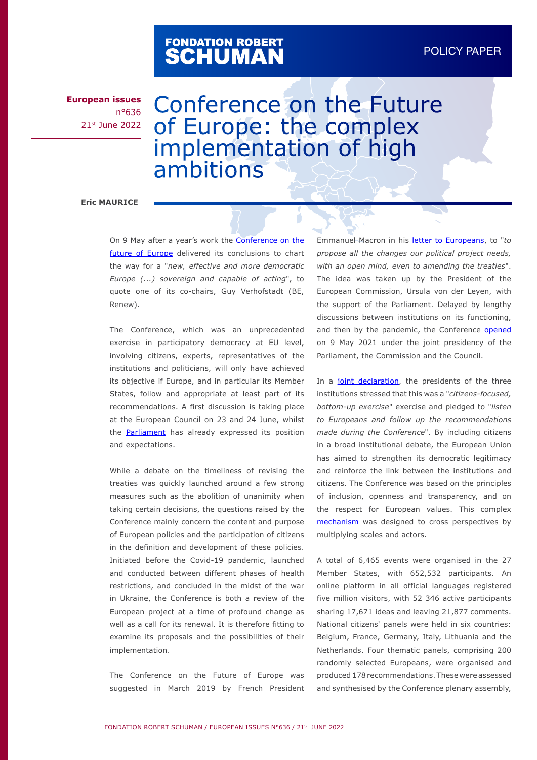FONDATION ROBERT SCHUMAN

POLICY PAPER

**European issues**
n°636
21st June 2022

# Conference on the Future of Europe: the complex implementation of high ambitions

**Eric MAURICE**

On 9 May after a year's work the Conference on the future of Europe delivered its conclusions to chart the way for a "*new, effective and more democratic Europe (...) sovereign and capable of acting*", to quote one of its co-chairs, Guy Verhofstadt (BE, Renew).

The Conference, which was an unprecedented exercise in participatory democracy at EU level, involving citizens, experts, representatives of the institutions and politicians, will only have achieved its objective if Europe, and in particular its Member States, follow and appropriate at least part of its recommendations. A first discussion is taking place at the European Council on 23 and 24 June, whilst the Parliament has already expressed its position and expectations.

While a debate on the timeliness of revising the treaties was quickly launched around a few strong measures such as the abolition of unanimity when taking certain decisions, the questions raised by the Conference mainly concern the content and purpose of European policies and the participation of citizens in the definition and development of these policies. Initiated before the Covid-19 pandemic, launched and conducted between different phases of health restrictions, and concluded in the midst of the war in Ukraine, the Conference is both a review of the European project at a time of profound change as well as a call for its renewal. It is therefore fitting to examine its proposals and the possibilities of their implementation.

The Conference on the Future of Europe was suggested in March 2019 by French President Emmanuel Macron in his letter to Europeans, to "*to propose all the changes our political project needs, with an open mind, even to amending the treaties*". The idea was taken up by the President of the European Commission, Ursula von der Leyen, with the support of the Parliament. Delayed by lengthy discussions between institutions on its functioning, and then by the pandemic, the Conference opened on 9 May 2021 under the joint presidency of the Parliament, the Commission and the Council.

In a joint declaration, the presidents of the three institutions stressed that this was a "*citizens-focused, bottom-up exercise*" exercise and pledged to "*listen to Europeans and follow up the recommendations made during the Conference*". By including citizens in a broad institutional debate, the European Union has aimed to strengthen its democratic legitimacy and reinforce the link between the institutions and citizens. The Conference was based on the principles of inclusion, openness and transparency, and on the respect for European values. This complex mechanism was designed to cross perspectives by multiplying scales and actors.

A total of 6,465 events were organised in the 27 Member States, with 652,532 participants. An online platform in all official languages registered five million visitors, with 52 346 active participants sharing 17,671 ideas and leaving 21,877 comments. National citizens' panels were held in six countries: Belgium, France, Germany, Italy, Lithuania and the Netherlands. Four thematic panels, comprising 200 randomly selected Europeans, were organised and produced 178 recommendations. These were assessed and synthesised by the Conference plenary assembly,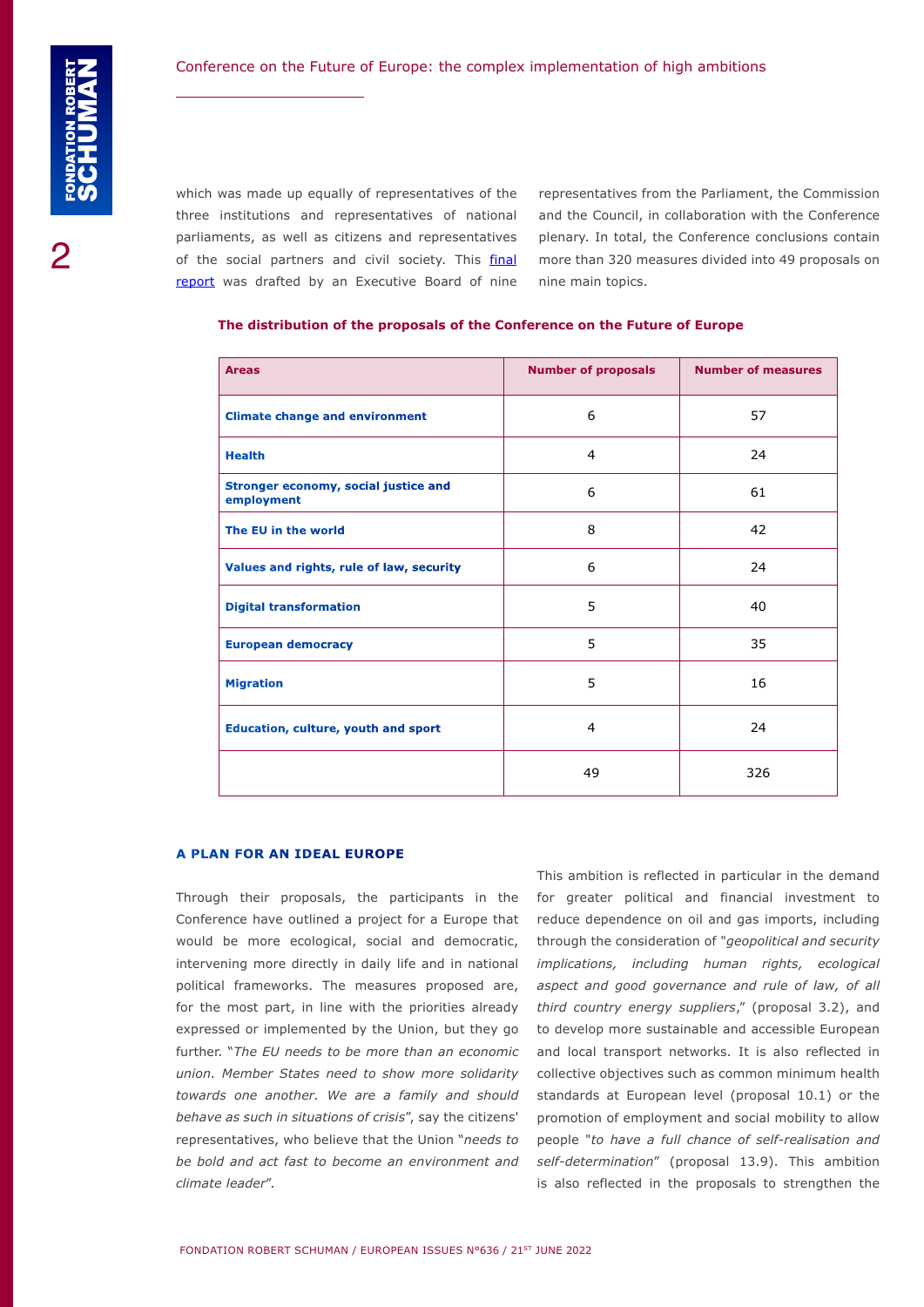which was made up equally of representatives of the three institutions and representatives of national parliaments, as well as citizens and representatives of the social partners and civil society. This final report was drafted by an Executive Board of nine representatives from the Parliament, the Commission and the Council, in collaboration with the Conference plenary. In total, the Conference conclusions contain more than 320 measures divided into 49 proposals on nine main topics.

**The distribution of the proposals of the Conference on the Future of Europe**

| Areas | Number of proposals | Number of measures |
|---|---|---|
| **Climate change and environment** | 6 | 57 |
| **Health** | 4 | 24 |
| **Stronger economy, social justice and employment** | 6 | 61 |
| **The EU in the world** | 8 | 42 |
| **Values and rights, rule of law, security** | 6 | 24 |
| **Digital transformation** | 5 | 40 |
| **European democracy** | 5 | 35 |
| **Migration** | 5 | 16 |
| **Education, culture, youth and sport** | 4 | 24 |
| | 49 | 326 |

## A PLAN FOR AN IDEAL EUROPE

Through their proposals, the participants in the Conference have outlined a project for a Europe that would be more ecological, social and democratic, intervening more directly in daily life and in national political frameworks. The measures proposed are, for the most part, in line with the priorities already expressed or implemented by the Union, but they go further. "*The EU needs to be more than an economic union. Member States need to show more solidarity towards one another. We are a family and should behave as such in situations of crisis*", say the citizens' representatives, who believe that the Union "*needs to be bold and act fast to become an environment and climate leader*".

This ambition is reflected in particular in the demand for greater political and financial investment to reduce dependence on oil and gas imports, including through the consideration of "*geopolitical and security implications, including human rights, ecological aspect and good governance and rule of law, of all third country energy suppliers*," (proposal 3.2), and to develop more sustainable and accessible European and local transport networks. It is also reflected in collective objectives such as common minimum health standards at European level (proposal 10.1) or the promotion of employment and social mobility to allow people "*to have a full chance of self-realisation and self-determination*" (proposal 13.9). This ambition is also reflected in the proposals to strengthen the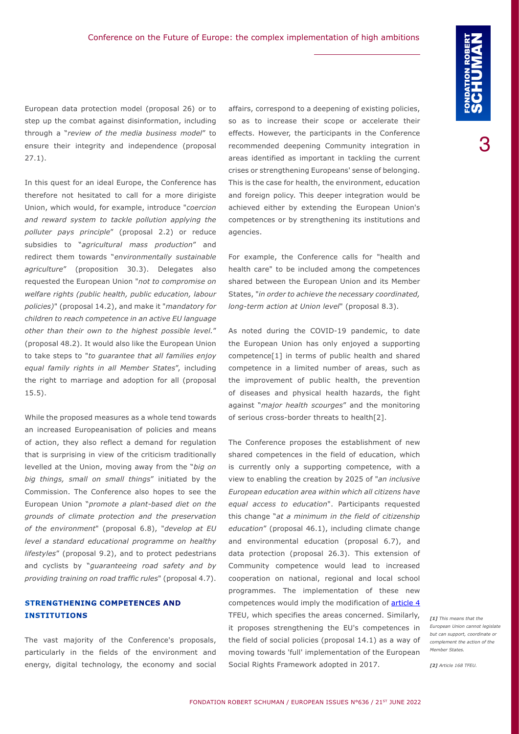European data protection model (proposal 26) or to step up the combat against disinformation, including through a "*review of the media business model*" to ensure their integrity and independence (proposal 27.1).

In this quest for an ideal Europe, the Conference has therefore not hesitated to call for a more dirigiste Union, which would, for example, introduce "*coercion and reward system to tackle pollution applying the polluter pays principle*" (proposal 2.2) or reduce subsidies to "*agricultural mass production*" and redirect them towards "*environmentally sustainable agriculture*" (proposition 30.3). Delegates also requested the European Union "*not to compromise on welfare rights (public health, public education, labour policies)*" (proposal 14.2), and make it "*mandatory for children to reach competence in an active EU language other than their own to the highest possible level.*" (proposal 48.2). It would also like the European Union to take steps to "*to guarantee that all families enjoy equal family rights in all Member States*", including the right to marriage and adoption for all (proposal 15.5).

While the proposed measures as a whole tend towards an increased Europeanisation of policies and means of action, they also reflect a demand for regulation that is surprising in view of the criticism traditionally levelled at the Union, moving away from the "*big on big things, small on small things*" initiated by the Commission. The Conference also hopes to see the European Union "*promote a plant-based diet on the grounds of climate protection and the preservation of the environment*" (proposal 6.8), "*develop at EU level a standard educational programme on healthy lifestyles*" (proposal 9.2), and to protect pedestrians and cyclists by "*guaranteeing road safety and by providing training on road traffic rules*" (proposal 4.7).

## STRENGTHENING COMPETENCES AND INSTITUTIONS

The vast majority of the Conference's proposals, particularly in the fields of the environment and energy, digital technology, the economy and social affairs, correspond to a deepening of existing policies, so as to increase their scope or accelerate their effects. However, the participants in the Conference recommended deepening Community integration in areas identified as important in tackling the current crises or strengthening Europeans' sense of belonging. This is the case for health, the environment, education and foreign policy. This deeper integration would be achieved either by extending the European Union's competences or by strengthening its institutions and agencies.

For example, the Conference calls for "health and health care" to be included among the competences shared between the European Union and its Member States, "*in order to achieve the necessary coordinated, long-term action at Union level*" (proposal 8.3).

As noted during the COVID-19 pandemic, to date the European Union has only enjoyed a supporting competence[1] in terms of public health and shared competence in a limited number of areas, such as the improvement of public health, the prevention of diseases and physical health hazards, the fight against "*major health scourges*" and the monitoring of serious cross-border threats to health[2].

The Conference proposes the establishment of new shared competences in the field of education, which is currently only a supporting competence, with a view to enabling the creation by 2025 of "*an inclusive European education area within which all citizens have equal access to education*". Participants requested this change "*at a minimum in the field of citizenship education*" (proposal 46.1), including climate change and environmental education (proposal 6.7), and data protection (proposal 26.3). This extension of Community competence would lead to increased cooperation on national, regional and local school programmes. The implementation of these new competences would imply the modification of article 4 TFEU, which specifies the areas concerned. Similarly, it proposes strengthening the EU's competences in the field of social policies (proposal 14.1) as a way of moving towards 'full' implementation of the European Social Rights Framework adopted in 2017.

*[1] This means that the European Union cannot legislate but can support, coordinate or complement the action of the Member States.*

*[2] Article 168 TFEU.*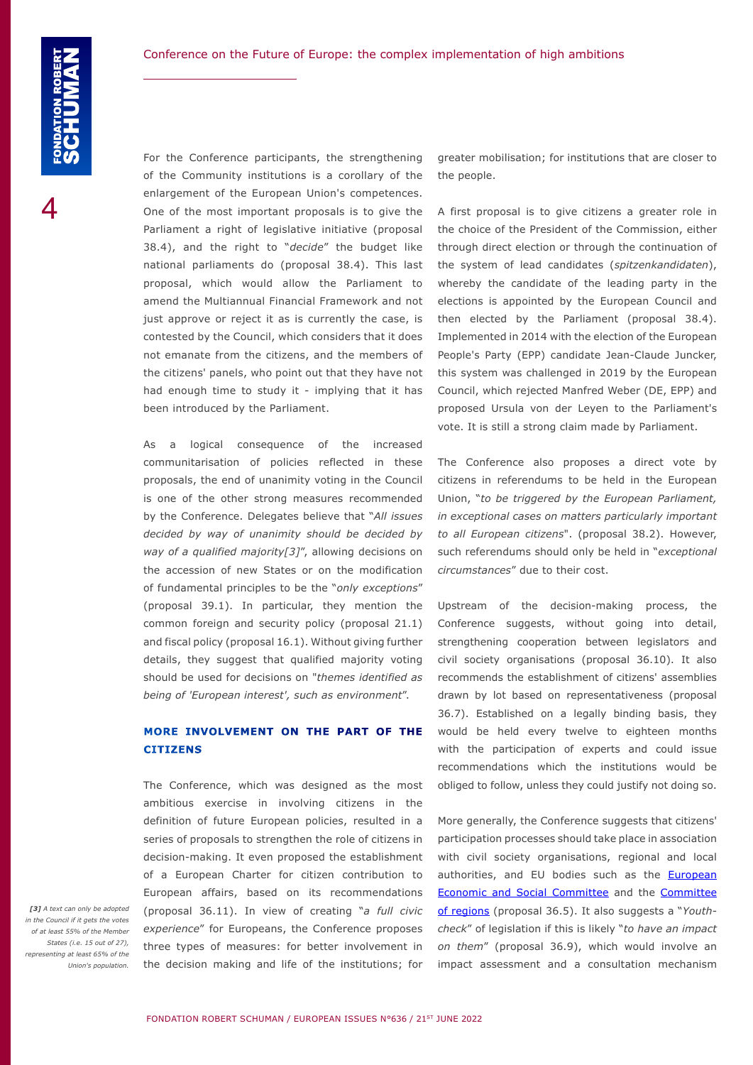For the Conference participants, the strengthening of the Community institutions is a corollary of the enlargement of the European Union's competences. One of the most important proposals is to give the Parliament a right of legislative initiative (proposal 38.4), and the right to "*decide*" the budget like national parliaments do (proposal 38.4). This last proposal, which would allow the Parliament to amend the Multiannual Financial Framework and not just approve or reject it as is currently the case, is contested by the Council, which considers that it does not emanate from the citizens, and the members of the citizens' panels, who point out that they have not had enough time to study it - implying that it has been introduced by the Parliament.

As a logical consequence of the increased communitarisation of policies reflected in these proposals, the end of unanimity voting in the Council is one of the other strong measures recommended by the Conference. Delegates believe that "*All issues decided by way of unanimity should be decided by way of a qualified majority[3]*", allowing decisions on the accession of new States or on the modification of fundamental principles to be the "*only exceptions*" (proposal 39.1). In particular, they mention the common foreign and security policy (proposal 21.1) and fiscal policy (proposal 16.1). Without giving further details, they suggest that qualified majority voting should be used for decisions on "*themes identified as being of 'European interest', such as environment*".

## MORE INVOLVEMENT ON THE PART OF THE CITIZENS

The Conference, which was designed as the most ambitious exercise in involving citizens in the definition of future European policies, resulted in a series of proposals to strengthen the role of citizens in decision-making. It even proposed the establishment of a European Charter for citizen contribution to European affairs, based on its recommendations (proposal 36.11). In view of creating "*a full civic experience*" for Europeans, the Conference proposes three types of measures: for better involvement in the decision making and life of the institutions; for greater mobilisation; for institutions that are closer to the people.

A first proposal is to give citizens a greater role in the choice of the President of the Commission, either through direct election or through the continuation of the system of lead candidates (*spitzenkandidaten*), whereby the candidate of the leading party in the elections is appointed by the European Council and then elected by the Parliament (proposal 38.4). Implemented in 2014 with the election of the European People's Party (EPP) candidate Jean-Claude Juncker, this system was challenged in 2019 by the European Council, which rejected Manfred Weber (DE, EPP) and proposed Ursula von der Leyen to the Parliament's vote. It is still a strong claim made by Parliament.

The Conference also proposes a direct vote by citizens in referendums to be held in the European Union, "*to be triggered by the European Parliament, in exceptional cases on matters particularly important to all European citizens*". (proposal 38.2). However, such referendums should only be held in "*exceptional circumstances*" due to their cost.

Upstream of the decision-making process, the Conference suggests, without going into detail, strengthening cooperation between legislators and civil society organisations (proposal 36.10). It also recommends the establishment of citizens' assemblies drawn by lot based on representativeness (proposal 36.7). Established on a legally binding basis, they would be held every twelve to eighteen months with the participation of experts and could issue recommendations which the institutions would be obliged to follow, unless they could justify not doing so.

More generally, the Conference suggests that citizens' participation processes should take place in association with civil society organisations, regional and local authorities, and EU bodies such as the European Economic and Social Committee and the Committee of regions (proposal 36.5). It also suggests a "*Youth-check*" of legislation if this is likely "*to have an impact on them*" (proposal 36.9), which would involve an impact assessment and a consultation mechanism

*[3] A text can only be adopted in the Council if it gets the votes of at least 55% of the Member States (i.e. 15 out of 27), representing at least 65% of the Union's population.*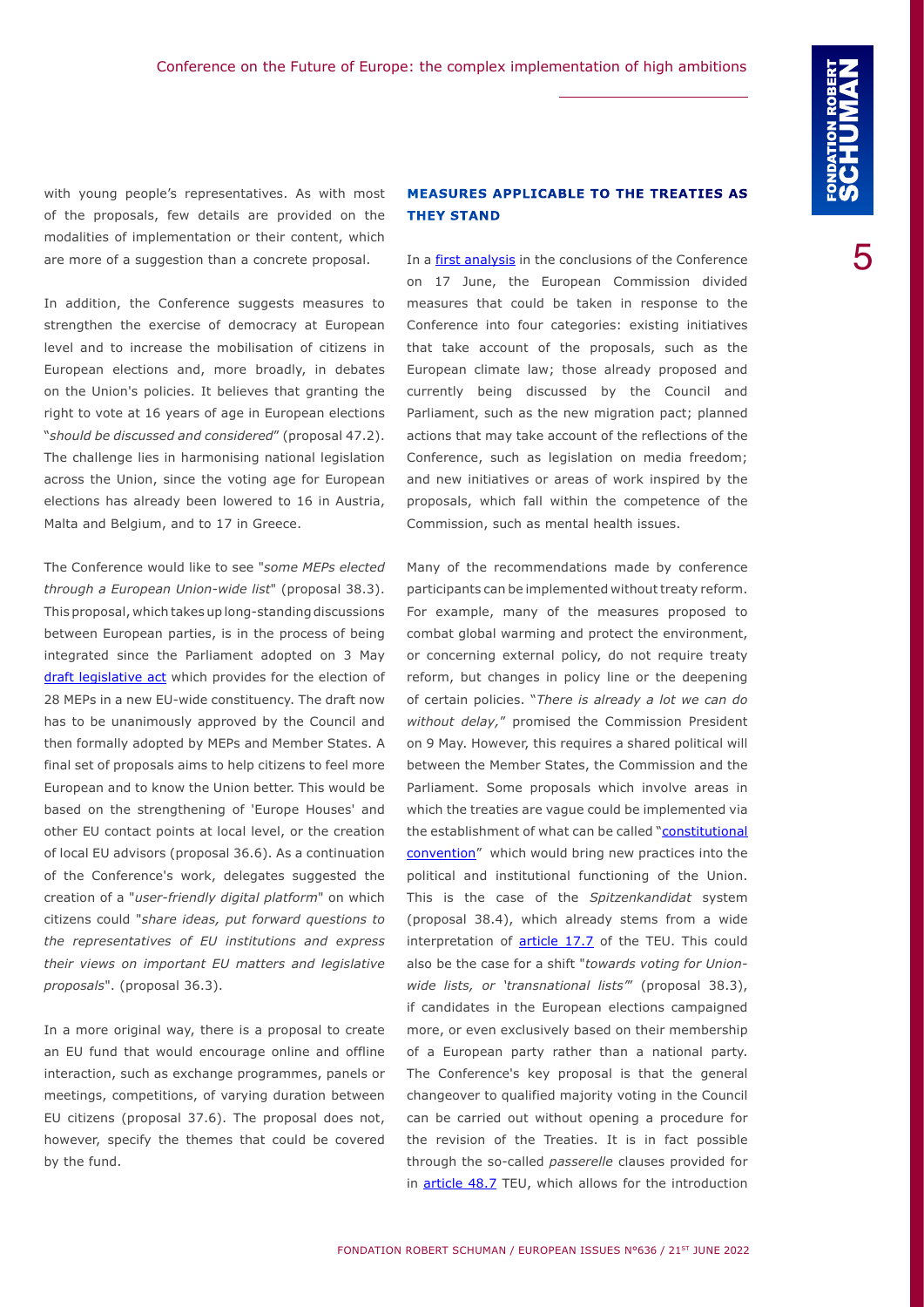with young people's representatives. As with most of the proposals, few details are provided on the modalities of implementation or their content, which are more of a suggestion than a concrete proposal.

In addition, the Conference suggests measures to strengthen the exercise of democracy at European level and to increase the mobilisation of citizens in European elections and, more broadly, in debates on the Union's policies. It believes that granting the right to vote at 16 years of age in European elections "*should be discussed and considered*" (proposal 47.2). The challenge lies in harmonising national legislation across the Union, since the voting age for European elections has already been lowered to 16 in Austria, Malta and Belgium, and to 17 in Greece.

The Conference would like to see "*some MEPs elected through a European Union-wide list*" (proposal 38.3). This proposal, which takes up long-standing discussions between European parties, is in the process of being integrated since the Parliament adopted on 3 May draft legislative act which provides for the election of 28 MEPs in a new EU-wide constituency. The draft now has to be unanimously approved by the Council and then formally adopted by MEPs and Member States. A final set of proposals aims to help citizens to feel more European and to know the Union better. This would be based on the strengthening of 'Europe Houses' and other EU contact points at local level, or the creation of local EU advisors (proposal 36.6). As a continuation of the Conference's work, delegates suggested the creation of a "*user-friendly digital platform*" on which citizens could "*share ideas, put forward questions to the representatives of EU institutions and express their views on important EU matters and legislative proposals*". (proposal 36.3).

In a more original way, there is a proposal to create an EU fund that would encourage online and offline interaction, such as exchange programmes, panels or meetings, competitions, of varying duration between EU citizens (proposal 37.6). The proposal does not, however, specify the themes that could be covered by the fund.

## MEASURES APPLICABLE TO THE TREATIES AS THEY STAND

In a first analysis in the conclusions of the Conference on 17 June, the European Commission divided measures that could be taken in response to the Conference into four categories: existing initiatives that take account of the proposals, such as the European climate law; those already proposed and currently being discussed by the Council and Parliament, such as the new migration pact; planned actions that may take account of the reflections of the Conference, such as legislation on media freedom; and new initiatives or areas of work inspired by the proposals, which fall within the competence of the Commission, such as mental health issues.

Many of the recommendations made by conference participants can be implemented without treaty reform. For example, many of the measures proposed to combat global warming and protect the environment, or concerning external policy, do not require treaty reform, but changes in policy line or the deepening of certain policies. "*There is already a lot we can do without delay,*" promised the Commission President on 9 May. However, this requires a shared political will between the Member States, the Commission and the Parliament. Some proposals which involve areas in which the treaties are vague could be implemented via the establishment of what can be called "constitutional convention" which would bring new practices into the political and institutional functioning of the Union. This is the case of the *Spitzenkandidat* system (proposal 38.4), which already stems from a wide interpretation of article 17.7 of the TEU. This could also be the case for a shift "*towards voting for Union-wide lists, or 'transnational lists'*" (proposal 38.3), if candidates in the European elections campaigned more, or even exclusively based on their membership of a European party rather than a national party. The Conference's key proposal is that the general changeover to qualified majority voting in the Council can be carried out without opening a procedure for the revision of the Treaties. It is in fact possible through the so-called *passerelle* clauses provided for in article 48.7 TEU, which allows for the introduction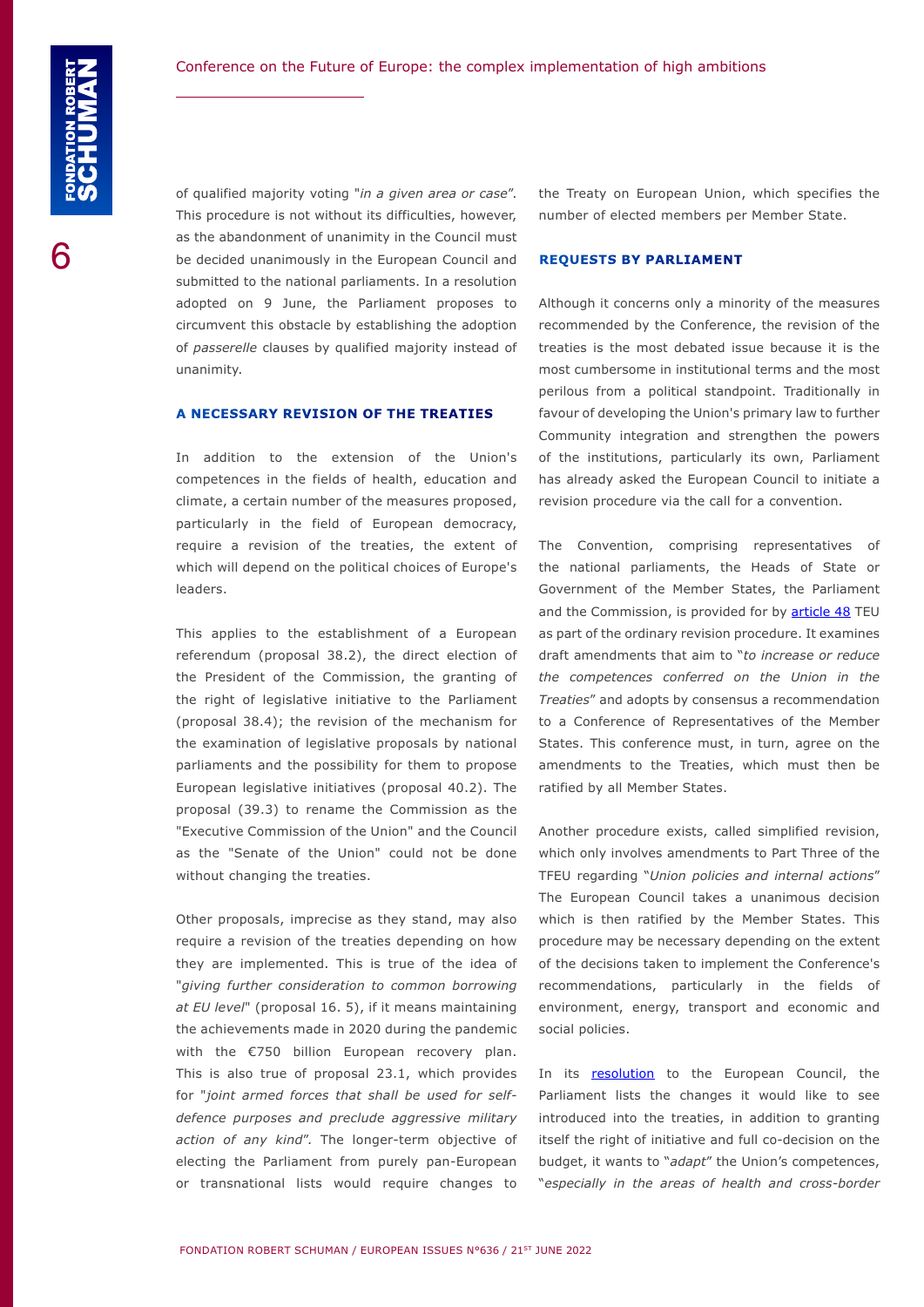of qualified majority voting "*in a given area or case*". This procedure is not without its difficulties, however, as the abandonment of unanimity in the Council must be decided unanimously in the European Council and submitted to the national parliaments. In a resolution adopted on 9 June, the Parliament proposes to circumvent this obstacle by establishing the adoption of *passerelle* clauses by qualified majority instead of unanimity.

### A NECESSARY REVISION OF THE TREATIES

In addition to the extension of the Union's competences in the fields of health, education and climate, a certain number of the measures proposed, particularly in the field of European democracy, require a revision of the treaties, the extent of which will depend on the political choices of Europe's leaders.

This applies to the establishment of a European referendum (proposal 38.2), the direct election of the President of the Commission, the granting of the right of legislative initiative to the Parliament (proposal 38.4); the revision of the mechanism for the examination of legislative proposals by national parliaments and the possibility for them to propose European legislative initiatives (proposal 40.2). The proposal (39.3) to rename the Commission as the "Executive Commission of the Union" and the Council as the "Senate of the Union" could not be done without changing the treaties.

Other proposals, imprecise as they stand, may also require a revision of the treaties depending on how they are implemented. This is true of the idea of "*giving further consideration to common borrowing at EU level*" (proposal 16. 5), if it means maintaining the achievements made in 2020 during the pandemic with the €750 billion European recovery plan. This is also true of proposal 23.1, which provides for "*joint armed forces that shall be used for self-defence purposes and preclude aggressive military action of any kind*". The longer-term objective of electing the Parliament from purely pan-European or transnational lists would require changes to the Treaty on European Union, which specifies the number of elected members per Member State.

### REQUESTS BY PARLIAMENT

Although it concerns only a minority of the measures recommended by the Conference, the revision of the treaties is the most debated issue because it is the most cumbersome in institutional terms and the most perilous from a political standpoint. Traditionally in favour of developing the Union's primary law to further Community integration and strengthen the powers of the institutions, particularly its own, Parliament has already asked the European Council to initiate a revision procedure via the call for a convention.

The Convention, comprising representatives of the national parliaments, the Heads of State or Government of the Member States, the Parliament and the Commission, is provided for by article 48 TEU as part of the ordinary revision procedure. It examines draft amendments that aim to "*to increase or reduce the competences conferred on the Union in the Treaties*" and adopts by consensus a recommendation to a Conference of Representatives of the Member States. This conference must, in turn, agree on the amendments to the Treaties, which must then be ratified by all Member States.

Another procedure exists, called simplified revision, which only involves amendments to Part Three of the TFEU regarding "*Union policies and internal actions*" The European Council takes a unanimous decision which is then ratified by the Member States. This procedure may be necessary depending on the extent of the decisions taken to implement the Conference's recommendations, particularly in the fields of environment, energy, transport and economic and social policies.

In its resolution to the European Council, the Parliament lists the changes it would like to see introduced into the treaties, in addition to granting itself the right of initiative and full co-decision on the budget, it wants to "*adapt*" the Union's competences, "*especially in the areas of health and cross-border*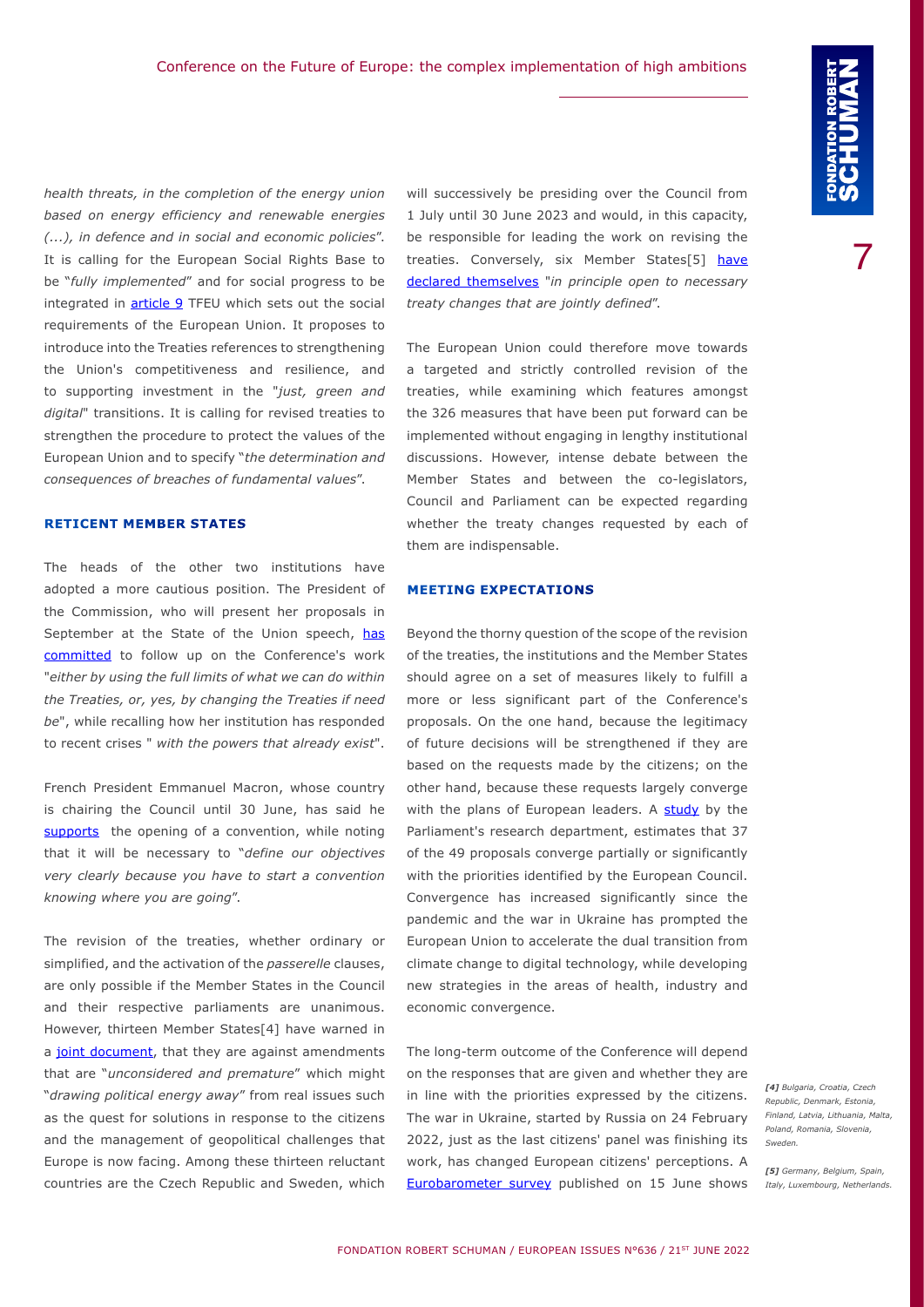*health threats, in the completion of the energy union based on energy efficiency and renewable energies (...), in defence and in social and economic policies*". It is calling for the European Social Rights Base to be "*fully implemented*" and for social progress to be integrated in article 9 TFEU which sets out the social requirements of the European Union. It proposes to introduce into the Treaties references to strengthening the Union's competitiveness and resilience, and to supporting investment in the "*just, green and digital*" transitions. It is calling for revised treaties to strengthen the procedure to protect the values of the European Union and to specify "*the determination and consequences of breaches of fundamental values*".

### RETICENT MEMBER STATES

The heads of the other two institutions have adopted a more cautious position. The President of the Commission, who will present her proposals in September at the State of the Union speech, has committed to follow up on the Conference's work "*either by using the full limits of what we can do within the Treaties, or, yes, by changing the Treaties if need be*", while recalling how her institution has responded to recent crises " *with the powers that already exist*".

French President Emmanuel Macron, whose country is chairing the Council until 30 June, has said he supports the opening of a convention, while noting that it will be necessary to "*define our objectives very clearly because you have to start a convention knowing where you are going*".

The revision of the treaties, whether ordinary or simplified, and the activation of the *passerelle* clauses, are only possible if the Member States in the Council and their respective parliaments are unanimous. However, thirteen Member States[4] have warned in a joint document, that they are against amendments that are "*unconsidered and premature*" which might "*drawing political energy away*" from real issues such as the quest for solutions in response to the citizens and the management of geopolitical challenges that Europe is now facing. Among these thirteen reluctant countries are the Czech Republic and Sweden, which will successively be presiding over the Council from 1 July until 30 June 2023 and would, in this capacity, be responsible for leading the work on revising the treaties. Conversely, six Member States[5] have declared themselves "*in principle open to necessary treaty changes that are jointly defined*".

The European Union could therefore move towards a targeted and strictly controlled revision of the treaties, while examining which features amongst the 326 measures that have been put forward can be implemented without engaging in lengthy institutional discussions. However, intense debate between the Member States and between the co-legislators, Council and Parliament can be expected regarding whether the treaty changes requested by each of them are indispensable.

### MEETING EXPECTATIONS

Beyond the thorny question of the scope of the revision of the treaties, the institutions and the Member States should agree on a set of measures likely to fulfill a more or less significant part of the Conference's proposals. On the one hand, because the legitimacy of future decisions will be strengthened if they are based on the requests made by the citizens; on the other hand, because these requests largely converge with the plans of European leaders. A study by the Parliament's research department, estimates that 37 of the 49 proposals converge partially or significantly with the priorities identified by the European Council. Convergence has increased significantly since the pandemic and the war in Ukraine has prompted the European Union to accelerate the dual transition from climate change to digital technology, while developing new strategies in the areas of health, industry and economic convergence.

The long-term outcome of the Conference will depend on the responses that are given and whether they are in line with the priorities expressed by the citizens. The war in Ukraine, started by Russia on 24 February 2022, just as the last citizens' panel was finishing its work, has changed European citizens' perceptions. A Eurobarometer survey published on 15 June shows

*[4] Bulgaria, Croatia, Czech Republic, Denmark, Estonia, Finland, Latvia, Lithuania, Malta, Poland, Romania, Slovenia, Sweden.*

*[5] Germany, Belgium, Spain, Italy, Luxembourg, Netherlands.*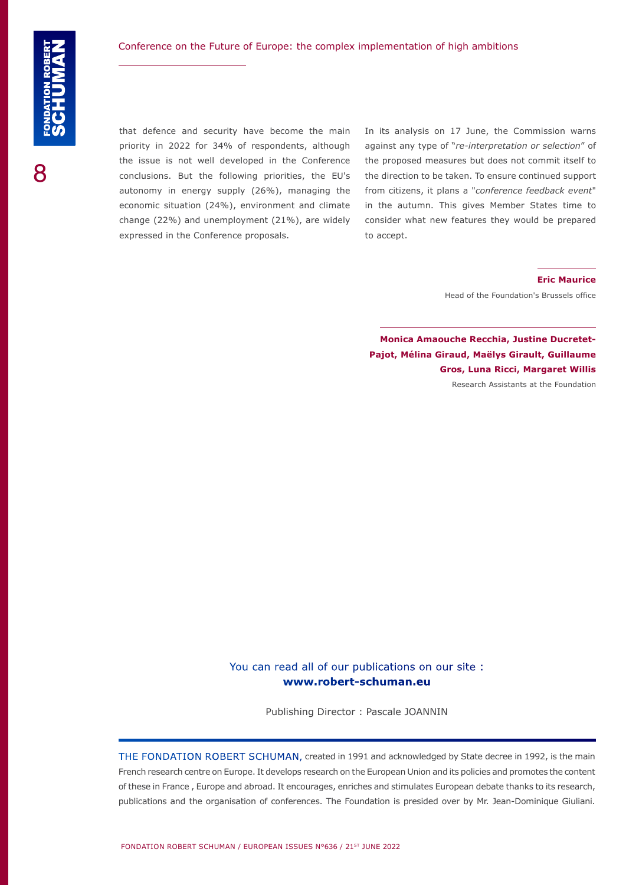that defence and security have become the main priority in 2022 for 34% of respondents, although the issue is not well developed in the Conference conclusions. But the following priorities, the EU's autonomy in energy supply (26%), managing the economic situation (24%), environment and climate change (22%) and unemployment (21%), are widely expressed in the Conference proposals.

In its analysis on 17 June, the Commission warns against any type of "*re-interpretation or selection*" of the proposed measures but does not commit itself to the direction to be taken. To ensure continued support from citizens, it plans a "*conference feedback event*" in the autumn. This gives Member States time to consider what new features they would be prepared to accept.

**Eric Maurice**

Head of the Foundation's Brussels office

**Monica Amaouche Recchia, Justine Ducretet-Pajot, Mélina Giraud, Maëlys Girault, Guillaume Gros, Luna Ricci, Margaret Willis**

Research Assistants at the Foundation

You can read all of our publications on our site :
**www.robert-schuman.eu**

Publishing Director : Pascale JOANNIN

THE FONDATION ROBERT SCHUMAN, created in 1991 and acknowledged by State decree in 1992, is the main French research centre on Europe. It develops research on the European Union and its policies and promotes the content of these in France , Europe and abroad. It encourages, enriches and stimulates European debate thanks to its research, publications and the organisation of conferences. The Foundation is presided over by Mr. Jean-Dominique Giuliani.